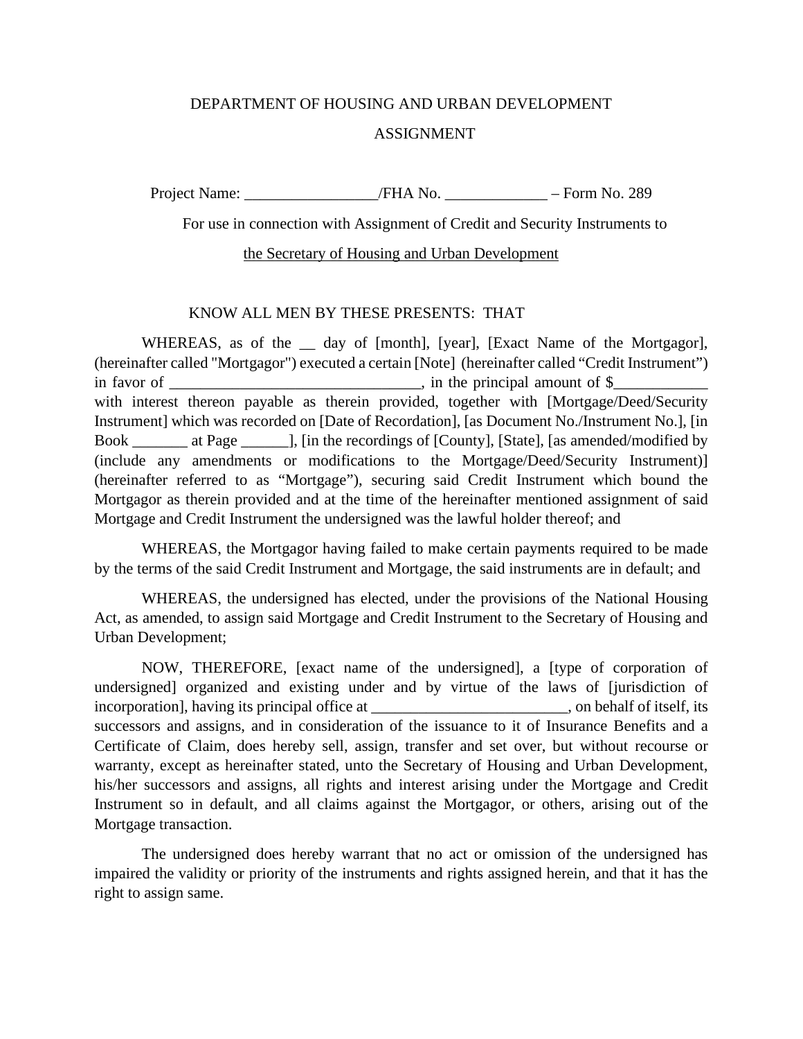DEPARTMENT OF HOUSING AND URBAN DEVELOPMENT

ASSIGNMENT

Project Name: _________________/FHA No. _____________ – Form No. 289

For use in connection with Assignment of Credit and Security Instruments to

the Secretary of Housing and Urban Development

KNOW ALL MEN BY THESE PRESENTS: THAT

WHEREAS, as of the __ day of [month], [year], [Exact Name of the Mortgagor], (hereinafter called "Mortgagor") executed a certain [Note] (hereinafter called "Credit Instrument") in favor of _________________________________, in the principal amount of $____________ with interest thereon payable as therein provided, together with [Mortgage/Deed/Security Instrument] which was recorded on [Date of Recordation], [as Document No./Instrument No.], [in Book _______ at Page ______], [in the recordings of [County], [State], [as amended/modified by (include any amendments or modifications to the Mortgage/Deed/Security Instrument)] (hereinafter referred to as "Mortgage"), securing said Credit Instrument which bound the Mortgagor as therein provided and at the time of the hereinafter mentioned assignment of said Mortgage and Credit Instrument the undersigned was the lawful holder thereof; and

WHEREAS, the Mortgagor having failed to make certain payments required to be made by the terms of the said Credit Instrument and Mortgage, the said instruments are in default; and

WHEREAS, the undersigned has elected, under the provisions of the National Housing Act, as amended, to assign said Mortgage and Credit Instrument to the Secretary of Housing and Urban Development;

NOW, THEREFORE, [exact name of the undersigned], a [type of corporation of undersigned] organized and existing under and by virtue of the laws of [jurisdiction of incorporation], having its principal office at _________________________, on behalf of itself, its successors and assigns, and in consideration of the issuance to it of Insurance Benefits and a Certificate of Claim, does hereby sell, assign, transfer and set over, but without recourse or warranty, except as hereinafter stated, unto the Secretary of Housing and Urban Development, his/her successors and assigns, all rights and interest arising under the Mortgage and Credit Instrument so in default, and all claims against the Mortgagor, or others, arising out of the Mortgage transaction.

The undersigned does hereby warrant that no act or omission of the undersigned has impaired the validity or priority of the instruments and rights assigned herein, and that it has the right to assign same.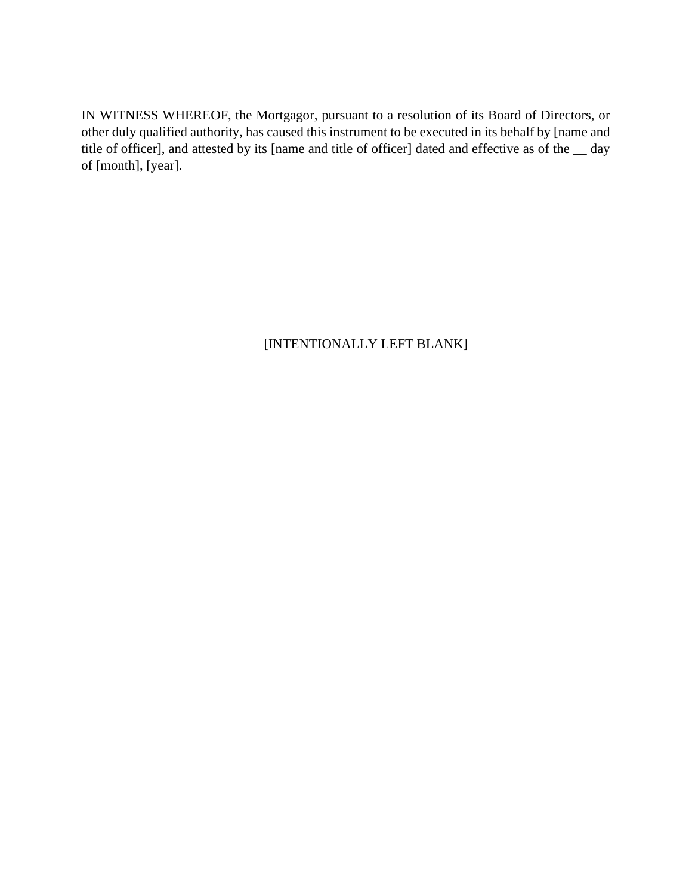IN WITNESS WHEREOF, the Mortgagor, pursuant to a resolution of its Board of Directors, or other duly qualified authority, has caused this instrument to be executed in its behalf by [name and title of officer], and attested by its [name and title of officer] dated and effective as of the __ day of [month], [year].

[INTENTIONALLY LEFT BLANK]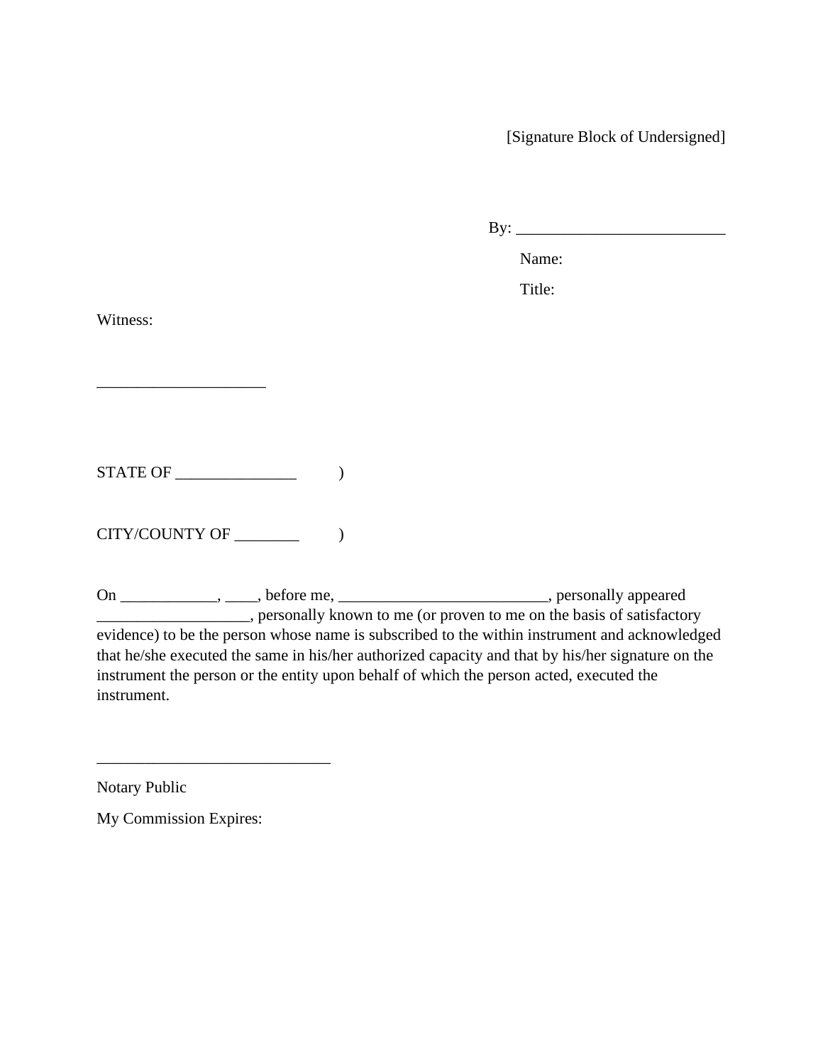[Signature Block of Undersigned]

By: ___________________________

Name:

Title:

Witness:

_____________________

STATE OF _______________ )

CITY/COUNTY OF ________ )

On ____________, ____, before me, __________________________, personally appeared ___________________, personally known to me (or proven to me on the basis of satisfactory evidence) to be the person whose name is subscribed to the within instrument and acknowledged that he/she executed the same in his/her authorized capacity and that by his/her signature on the instrument the person or the entity upon behalf of which the person acted, executed the instrument.

____________________________

Notary Public

My Commission Expires: